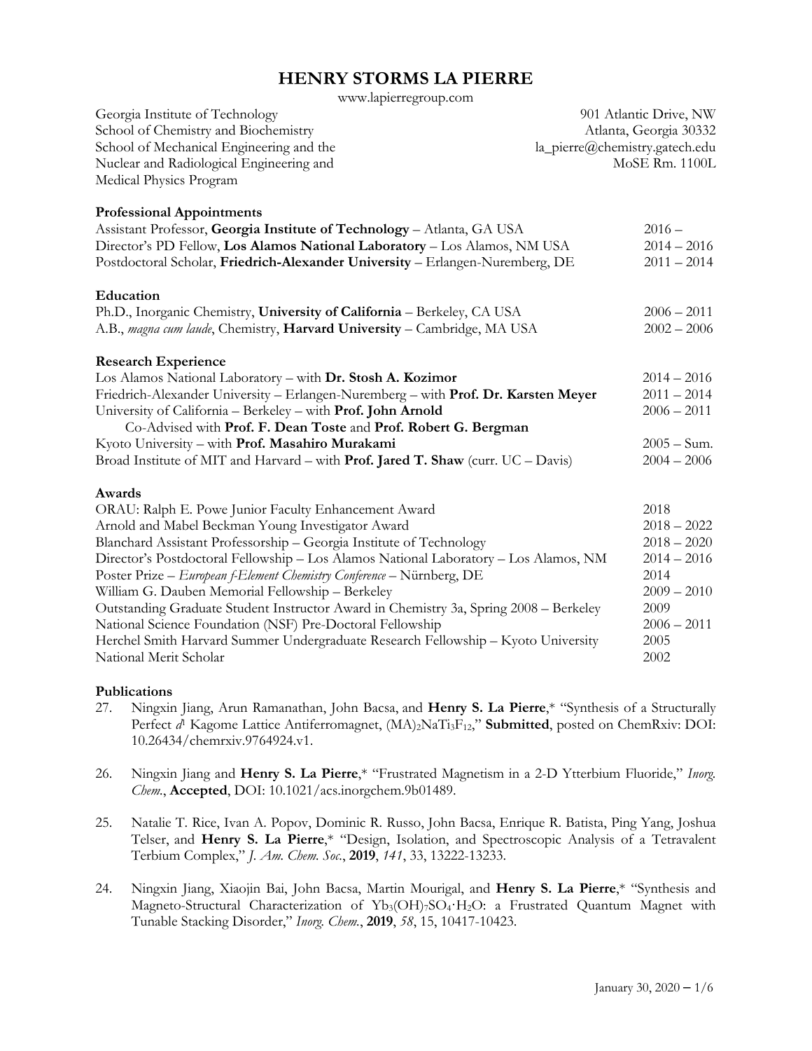# HENRY STORMS LA PIERRE

www.lapierregroup.com

Georgia Institute of Technology
School of Chemistry and Biochemistry
School of Mechanical Engineering and the
Nuclear and Radiological Engineering and
Medical Physics Program

901 Atlantic Drive, NW
Atlanta, Georgia 30332
la_pierre@chemistry.gatech.edu
MoSE Rm. 1100L

## Professional Appointments

| | |
|---|---|
| Assistant Professor, **Georgia Institute of Technology** – Atlanta, GA USA | 2016 – |
| Director's PD Fellow, **Los Alamos National Laboratory** – Los Alamos, NM USA | 2014 – 2016 |
| Postdoctoral Scholar, **Friedrich-Alexander University** – Erlangen-Nuremberg, DE | 2011 – 2014 |

## Education

| | |
|---|---|
| Ph.D., Inorganic Chemistry, **University of California** – Berkeley, CA USA | 2006 – 2011 |
| A.B., *magna cum laude*, Chemistry, **Harvard University** – Cambridge, MA USA | 2002 – 2006 |

## Research Experience

| | |
|---|---|
| Los Alamos National Laboratory – with **Dr. Stosh A. Kozimor** | 2014 – 2016 |
| Friedrich-Alexander University – Erlangen-Nuremberg – with **Prof. Dr. Karsten Meyer** | 2011 – 2014 |
| University of California – Berkeley – with **Prof. John Arnold**<br>Co-Advised with **Prof. F. Dean Toste** and **Prof. Robert G. Bergman** | 2006 – 2011 |
| Kyoto University – with **Prof. Masahiro Murakami** | 2005 – Sum. |
| Broad Institute of MIT and Harvard – with **Prof. Jared T. Shaw** (curr. UC – Davis) | 2004 – 2006 |

## Awards

| | |
|---|---|
| ORAU: Ralph E. Powe Junior Faculty Enhancement Award | 2018 |
| Arnold and Mabel Beckman Young Investigator Award | 2018 – 2022 |
| Blanchard Assistant Professorship – Georgia Institute of Technology | 2018 – 2020 |
| Director's Postdoctoral Fellowship – Los Alamos National Laboratory – Los Alamos, NM | 2014 – 2016 |
| Poster Prize – *European f-Element Chemistry Conference* – Nürnberg, DE | 2014 |
| William G. Dauben Memorial Fellowship – Berkeley | 2009 – 2010 |
| Outstanding Graduate Student Instructor Award in Chemistry 3a, Spring 2008 – Berkeley | 2009 |
| National Science Foundation (NSF) Pre-Doctoral Fellowship | 2006 – 2011 |
| Herchel Smith Harvard Summer Undergraduate Research Fellowship – Kyoto University | 2005 |
| National Merit Scholar | 2002 |

## Publications

27. Ningxin Jiang, Arun Ramanathan, John Bacsa, and **Henry S. La Pierre**,* "Synthesis of a Structurally Perfect $d^1$ Kagome Lattice Antiferromagnet, $(MA)_2NaTi_3F_{12}$," **Submitted**, posted on ChemRxiv: DOI: 10.26434/chemrxiv.9764924.v1.

26. Ningxin Jiang and **Henry S. La Pierre**,* "Frustrated Magnetism in a 2-D Ytterbium Fluoride," *Inorg. Chem.*, **Accepted**, DOI: 10.1021/acs.inorgchem.9b01489.

25. Natalie T. Rice, Ivan A. Popov, Dominic R. Russo, John Bacsa, Enrique R. Batista, Ping Yang, Joshua Telser, and **Henry S. La Pierre**,* "Design, Isolation, and Spectroscopic Analysis of a Tetravalent Terbium Complex," *J. Am. Chem. Soc.*, **2019**, *141*, 33, 13222-13233.

24. Ningxin Jiang, Xiaojin Bai, John Bacsa, Martin Mourigal, and **Henry S. La Pierre**,* "Synthesis and Magneto-Structural Characterization of $Yb_3(OH)_7SO_4{\cdot}H_2O$: a Frustrated Quantum Magnet with Tunable Stacking Disorder," *Inorg. Chem.*, **2019**, *58*, 15, 10417-10423.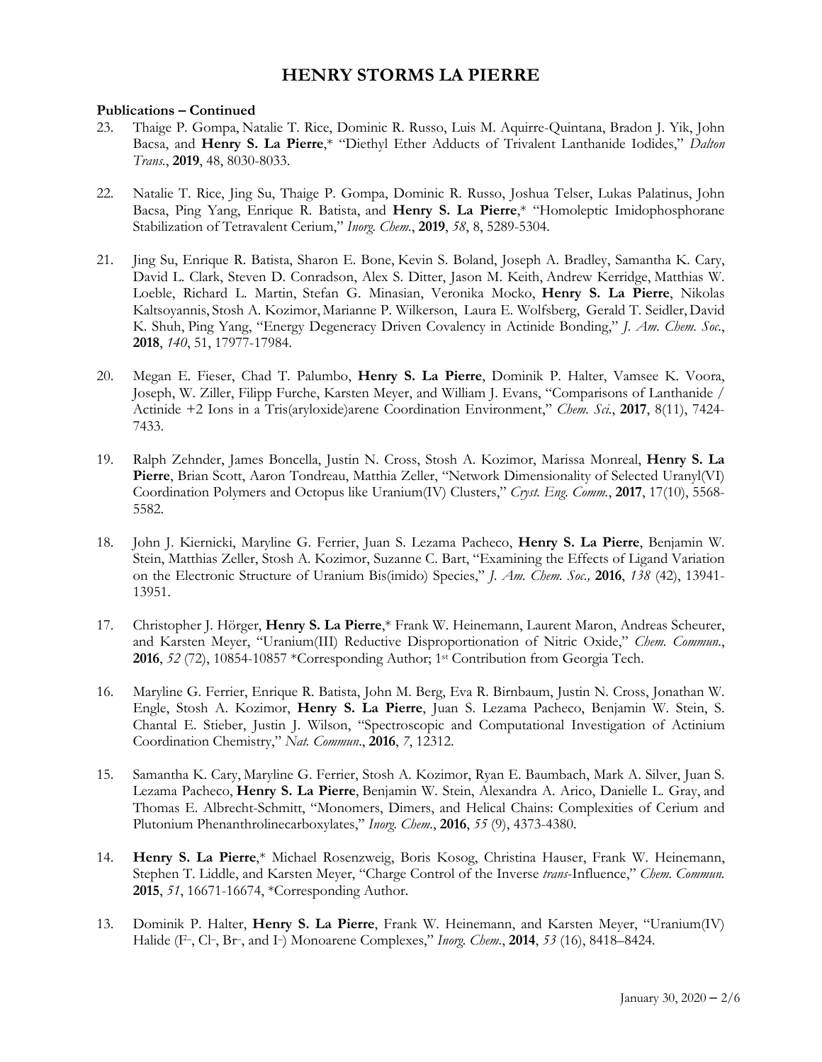# HENRY STORMS LA PIERRE

**Publications – Continued**

23. Thaige P. Gompa, Natalie T. Rice, Dominic R. Russo, Luis M. Aquirre-Quintana, Bradon J. Yik, John Bacsa, and **Henry S. La Pierre**,* "Diethyl Ether Adducts of Trivalent Lanthanide Iodides," *Dalton Trans.*, **2019**, 48, 8030-8033.

22. Natalie T. Rice, Jing Su, Thaige P. Gompa, Dominic R. Russo, Joshua Telser, Lukas Palatinus, John Bacsa, Ping Yang, Enrique R. Batista, and **Henry S. La Pierre**,* "Homoleptic Imidophosphorane Stabilization of Tetravalent Cerium," *Inorg. Chem.*, **2019**, *58*, 8, 5289-5304.

21. Jing Su, Enrique R. Batista, Sharon E. Bone, Kevin S. Boland, Joseph A. Bradley, Samantha K. Cary, David L. Clark, Steven D. Conradson, Alex S. Ditter, Jason M. Keith, Andrew Kerridge, Matthias W. Loeble, Richard L. Martin, Stefan G. Minasian, Veronika Mocko, **Henry S. La Pierre**, Nikolas Kaltsoyannis, Stosh A. Kozimor, Marianne P. Wilkerson, Laura E. Wolfsberg, Gerald T. Seidler, David K. Shuh, Ping Yang, "Energy Degeneracy Driven Covalency in Actinide Bonding," *J. Am. Chem. Soc.*, **2018**, *140*, 51, 17977-17984.

20. Megan E. Fieser, Chad T. Palumbo, **Henry S. La Pierre**, Dominik P. Halter, Vamsee K. Voora, Joseph, W. Ziller, Filipp Furche, Karsten Meyer, and William J. Evans, "Comparisons of Lanthanide / Actinide +2 Ions in a Tris(aryloxide)arene Coordination Environment," *Chem. Sci.*, **2017**, 8(11), 7424-7433.

19. Ralph Zehnder, James Boncella, Justin N. Cross, Stosh A. Kozimor, Marissa Monreal, **Henry S. La Pierre**, Brian Scott, Aaron Tondreau, Matthia Zeller, "Network Dimensionality of Selected Uranyl(VI) Coordination Polymers and Octopus like Uranium(IV) Clusters," *Cryst. Eng. Comm.*, **2017**, 17(10), 5568-5582.

18. John J. Kiernicki, Maryline G. Ferrier, Juan S. Lezama Pacheco, **Henry S. La Pierre**, Benjamin W. Stein, Matthias Zeller, Stosh A. Kozimor, Suzanne C. Bart, "Examining the Effects of Ligand Variation on the Electronic Structure of Uranium Bis(imido) Species," *J. Am. Chem. Soc.,* **2016**, *138* (42), 13941-13951.

17. Christopher J. Hörger, **Henry S. La Pierre**,* Frank W. Heinemann, Laurent Maron, Andreas Scheurer, and Karsten Meyer, "Uranium(III) Reductive Disproportionation of Nitric Oxide," *Chem. Commun.*, **2016**, *52* (72), 10854-10857 *Corresponding Author; 1st Contribution from Georgia Tech.

16. Maryline G. Ferrier, Enrique R. Batista, John M. Berg, Eva R. Birnbaum, Justin N. Cross, Jonathan W. Engle, Stosh A. Kozimor, **Henry S. La Pierre**, Juan S. Lezama Pacheco, Benjamin W. Stein, S. Chantal E. Stieber, Justin J. Wilson, "Spectroscopic and Computational Investigation of Actinium Coordination Chemistry," *Nat. Commun.*, **2016**, *7*, 12312.

15. Samantha K. Cary, Maryline G. Ferrier, Stosh A. Kozimor, Ryan E. Baumbach, Mark A. Silver, Juan S. Lezama Pacheco, **Henry S. La Pierre**, Benjamin W. Stein, Alexandra A. Arico, Danielle L. Gray, and Thomas E. Albrecht-Schmitt, "Monomers, Dimers, and Helical Chains: Complexities of Cerium and Plutonium Phenanthrolinecarboxylates," *Inorg. Chem.*, **2016**, *55* (9), 4373-4380.

14. **Henry S. La Pierre**,* Michael Rosenzweig, Boris Kosog, Christina Hauser, Frank W. Heinemann, Stephen T. Liddle, and Karsten Meyer, "Charge Control of the Inverse *trans*-Influence," *Chem. Commun.* **2015**, *51*, 16671-16674, *Corresponding Author.

13. Dominik P. Halter, **Henry S. La Pierre**, Frank W. Heinemann, and Karsten Meyer, "Uranium(IV) Halide ($F^-$, $Cl^-$, $Br^-$, and $I^-$) Monoarene Complexes," *Inorg. Chem.*, **2014**, *53* (16), 8418–8424.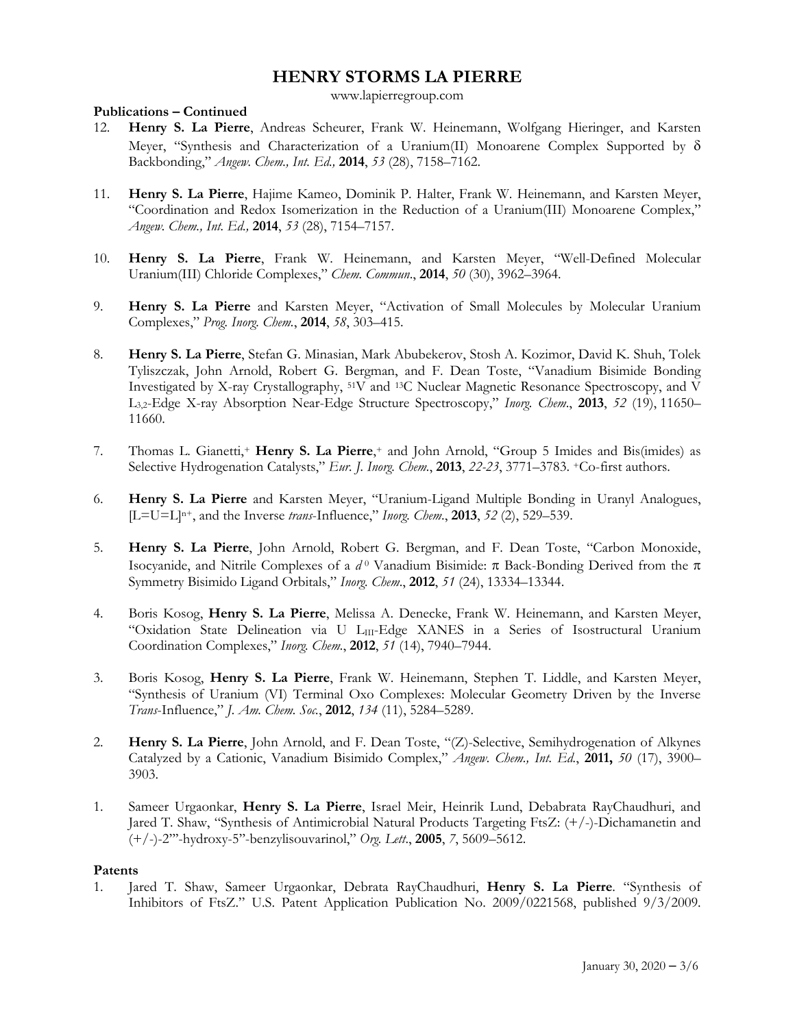# HENRY STORMS LA PIERRE

www.lapierregroup.com

**Publications – Continued**

12. **Henry S. La Pierre**, Andreas Scheurer, Frank W. Heinemann, Wolfgang Hieringer, and Karsten Meyer, "Synthesis and Characterization of a Uranium(II) Monoarene Complex Supported by δ Backbonding," *Angew. Chem., Int. Ed.,* **2014**, *53* (28), 7158–7162.

11. **Henry S. La Pierre**, Hajime Kameo, Dominik P. Halter, Frank W. Heinemann, and Karsten Meyer, "Coordination and Redox Isomerization in the Reduction of a Uranium(III) Monoarene Complex," *Angew. Chem., Int. Ed.,* **2014**, *53* (28), 7154–7157.

10. **Henry S. La Pierre**, Frank W. Heinemann, and Karsten Meyer, "Well-Defined Molecular Uranium(III) Chloride Complexes," *Chem. Commun.*, **2014**, *50* (30), 3962–3964.

9. **Henry S. La Pierre** and Karsten Meyer, "Activation of Small Molecules by Molecular Uranium Complexes," *Prog. Inorg. Chem.*, **2014**, *58*, 303–415.

8. **Henry S. La Pierre**, Stefan G. Minasian, Mark Abubekerov, Stosh A. Kozimor, David K. Shuh, Tolek Tyliszczak, John Arnold, Robert G. Bergman, and F. Dean Toste, "Vanadium Bisimide Bonding Investigated by X-ray Crystallography, $^{51}$V and $^{13}$C Nuclear Magnetic Resonance Spectroscopy, and V $L_{3,2}$-Edge X-ray Absorption Near-Edge Structure Spectroscopy," *Inorg. Chem.*, **2013**, *52* (19), 11650–11660.

7. Thomas L. Gianetti,+ **Henry S. La Pierre**,+ and John Arnold, "Group 5 Imides and Bis(imides) as Selective Hydrogenation Catalysts," *Eur. J. Inorg. Chem.*, **2013**, *22-23*, 3771–3783. +Co-first authors.

6. **Henry S. La Pierre** and Karsten Meyer, "Uranium-Ligand Multiple Bonding in Uranyl Analogues, $[L{=}U{=}L]^{n+}$, and the Inverse *trans*-Influence," *Inorg. Chem.*, **2013**, *52* (2), 529–539.

5. **Henry S. La Pierre**, John Arnold, Robert G. Bergman, and F. Dean Toste, "Carbon Monoxide, Isocyanide, and Nitrile Complexes of a $d^0$ Vanadium Bisimide: π Back-Bonding Derived from the π Symmetry Bisimido Ligand Orbitals," *Inorg. Chem.*, **2012**, *51* (24), 13334–13344.

4. Boris Kosog, **Henry S. La Pierre**, Melissa A. Denecke, Frank W. Heinemann, and Karsten Meyer, "Oxidation State Delineation via U $L_{III}$-Edge XANES in a Series of Isostructural Uranium Coordination Complexes," *Inorg. Chem.*, **2012**, *51* (14), 7940–7944.

3. Boris Kosog, **Henry S. La Pierre**, Frank W. Heinemann, Stephen T. Liddle, and Karsten Meyer, "Synthesis of Uranium (VI) Terminal Oxo Complexes: Molecular Geometry Driven by the Inverse *Trans*-Influence," *J. Am. Chem. Soc.*, **2012**, *134* (11), 5284–5289.

2. **Henry S. La Pierre**, John Arnold, and F. Dean Toste, "(Z)-Selective, Semihydrogenation of Alkynes Catalyzed by a Cationic, Vanadium Bisimido Complex," *Angew. Chem., Int. Ed.*, **2011,** *50* (17), 3900–3903.

1. Sameer Urgaonkar, **Henry S. La Pierre**, Israel Meir, Heinrik Lund, Debabrata RayChaudhuri, and Jared T. Shaw, "Synthesis of Antimicrobial Natural Products Targeting FtsZ: (+/-)-Dichamanetin and (+/-)-2'''-hydroxy-5''-benzylisouvarinol," *Org. Lett.*, **2005**, *7*, 5609–5612.

**Patents**

1. Jared T. Shaw, Sameer Urgaonkar, Debrata RayChaudhuri, **Henry S. La Pierre**. "Synthesis of Inhibitors of FtsZ." U.S. Patent Application Publication No. 2009/0221568, published 9/3/2009.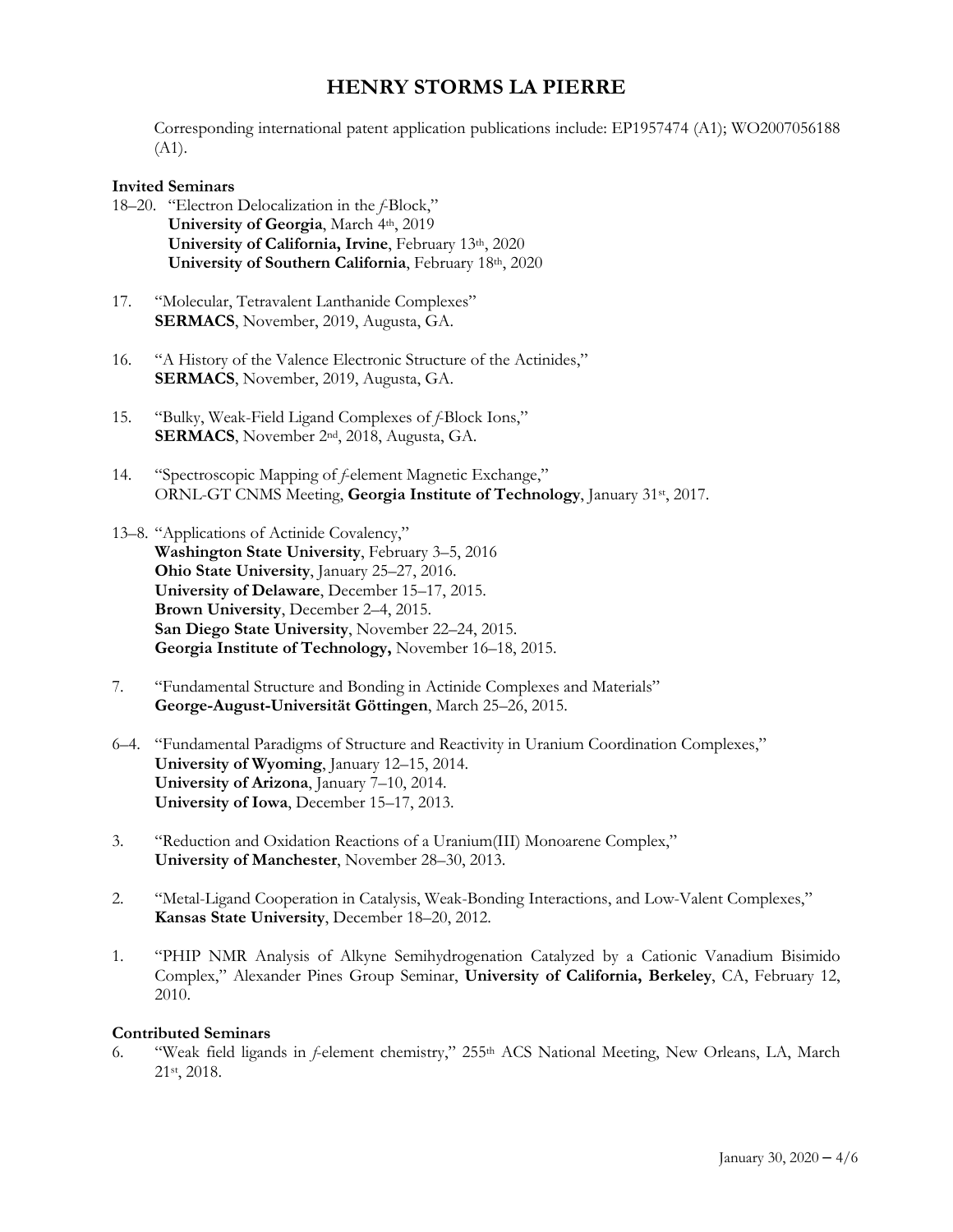# HENRY STORMS LA PIERRE

Corresponding international patent application publications include: EP1957474 (A1); WO2007056188 (A1).

**Invited Seminars**

18–20. "Electron Delocalization in the *f*-Block,"
**University of Georgia**, March 4th, 2019
**University of California, Irvine**, February 13th, 2020
**University of Southern California**, February 18th, 2020

17. "Molecular, Tetravalent Lanthanide Complexes"
**SERMACS**, November, 2019, Augusta, GA.

16. "A History of the Valence Electronic Structure of the Actinides,"
**SERMACS**, November, 2019, Augusta, GA.

15. "Bulky, Weak-Field Ligand Complexes of *f*-Block Ions,"
**SERMACS**, November 2nd, 2018, Augusta, GA.

14. "Spectroscopic Mapping of *f*-element Magnetic Exchange,"
ORNL-GT CNMS Meeting, **Georgia Institute of Technology**, January 31st, 2017.

13–8. "Applications of Actinide Covalency,"
**Washington State University**, February 3–5, 2016
**Ohio State University**, January 25–27, 2016.
**University of Delaware**, December 15–17, 2015.
**Brown University**, December 2–4, 2015.
**San Diego State University**, November 22–24, 2015.
**Georgia Institute of Technology,** November 16–18, 2015.

7. "Fundamental Structure and Bonding in Actinide Complexes and Materials"
**George-August-Universität Göttingen**, March 25–26, 2015.

6–4. "Fundamental Paradigms of Structure and Reactivity in Uranium Coordination Complexes,"
**University of Wyoming**, January 12–15, 2014.
**University of Arizona**, January 7–10, 2014.
**University of Iowa**, December 15–17, 2013.

3. "Reduction and Oxidation Reactions of a Uranium(III) Monoarene Complex,"
**University of Manchester**, November 28–30, 2013.

2. "Metal-Ligand Cooperation in Catalysis, Weak-Bonding Interactions, and Low-Valent Complexes,"
**Kansas State University**, December 18–20, 2012.

1. "PHIP NMR Analysis of Alkyne Semihydrogenation Catalyzed by a Cationic Vanadium Bisimido Complex," Alexander Pines Group Seminar, **University of California, Berkeley**, CA, February 12, 2010.

**Contributed Seminars**

6. "Weak field ligands in *f*-element chemistry," 255th ACS National Meeting, New Orleans, LA, March 21st, 2018.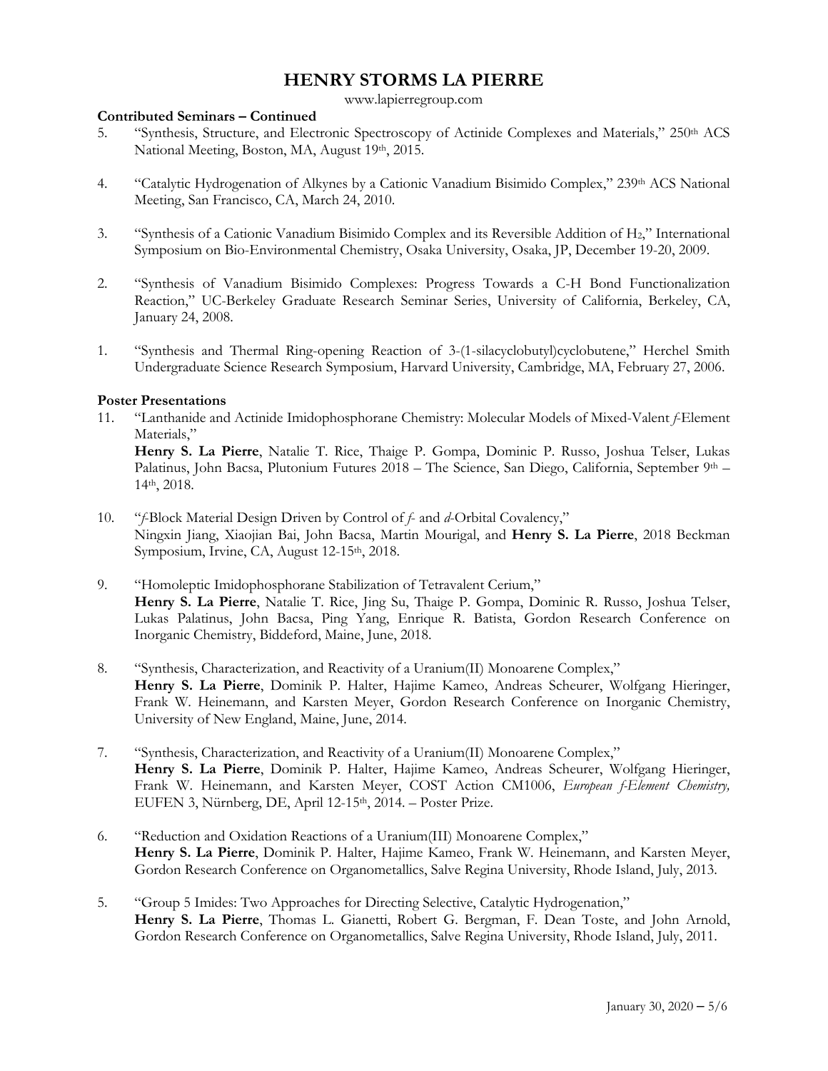# HENRY STORMS LA PIERRE

www.lapierregroup.com

**Contributed Seminars – Continued**

5. "Synthesis, Structure, and Electronic Spectroscopy of Actinide Complexes and Materials," 250th ACS National Meeting, Boston, MA, August 19th, 2015.

4. "Catalytic Hydrogenation of Alkynes by a Cationic Vanadium Bisimido Complex," 239th ACS National Meeting, San Francisco, CA, March 24, 2010.

3. "Synthesis of a Cationic Vanadium Bisimido Complex and its Reversible Addition of $H_2$," International Symposium on Bio-Environmental Chemistry, Osaka University, Osaka, JP, December 19-20, 2009.

2. "Synthesis of Vanadium Bisimido Complexes: Progress Towards a C-H Bond Functionalization Reaction," UC-Berkeley Graduate Research Seminar Series, University of California, Berkeley, CA, January 24, 2008.

1. "Synthesis and Thermal Ring-opening Reaction of 3-(1-silacyclobutyl)cyclobutene," Herchel Smith Undergraduate Science Research Symposium, Harvard University, Cambridge, MA, February 27, 2006.

**Poster Presentations**

11. "Lanthanide and Actinide Imidophosphorane Chemistry: Molecular Models of Mixed-Valent *f*-Element Materials,"
**Henry S. La Pierre**, Natalie T. Rice, Thaige P. Gompa, Dominic P. Russo, Joshua Telser, Lukas Palatinus, John Bacsa, Plutonium Futures 2018 – The Science, San Diego, California, September 9th – 14th, 2018.

10. "*f*-Block Material Design Driven by Control of *f*- and *d*-Orbital Covalency,"
Ningxin Jiang, Xiaojian Bai, John Bacsa, Martin Mourigal, and **Henry S. La Pierre**, 2018 Beckman Symposium, Irvine, CA, August 12-15th, 2018.

9. "Homoleptic Imidophosphorane Stabilization of Tetravalent Cerium,"
**Henry S. La Pierre**, Natalie T. Rice, Jing Su, Thaige P. Gompa, Dominic R. Russo, Joshua Telser, Lukas Palatinus, John Bacsa, Ping Yang, Enrique R. Batista, Gordon Research Conference on Inorganic Chemistry, Biddeford, Maine, June, 2018.

8. "Synthesis, Characterization, and Reactivity of a Uranium(II) Monoarene Complex,"
**Henry S. La Pierre**, Dominik P. Halter, Hajime Kameo, Andreas Scheurer, Wolfgang Hieringer, Frank W. Heinemann, and Karsten Meyer, Gordon Research Conference on Inorganic Chemistry, University of New England, Maine, June, 2014.

7. "Synthesis, Characterization, and Reactivity of a Uranium(II) Monoarene Complex,"
**Henry S. La Pierre**, Dominik P. Halter, Hajime Kameo, Andreas Scheurer, Wolfgang Hieringer, Frank W. Heinemann, and Karsten Meyer, COST Action CM1006, *European f-Element Chemistry,* EUFEN 3, Nürnberg, DE, April 12-15th, 2014. – Poster Prize.

6. "Reduction and Oxidation Reactions of a Uranium(III) Monoarene Complex,"
**Henry S. La Pierre**, Dominik P. Halter, Hajime Kameo, Frank W. Heinemann, and Karsten Meyer, Gordon Research Conference on Organometallics, Salve Regina University, Rhode Island, July, 2013.

5. "Group 5 Imides: Two Approaches for Directing Selective, Catalytic Hydrogenation,"
**Henry S. La Pierre**, Thomas L. Gianetti, Robert G. Bergman, F. Dean Toste, and John Arnold, Gordon Research Conference on Organometallics, Salve Regina University, Rhode Island, July, 2011.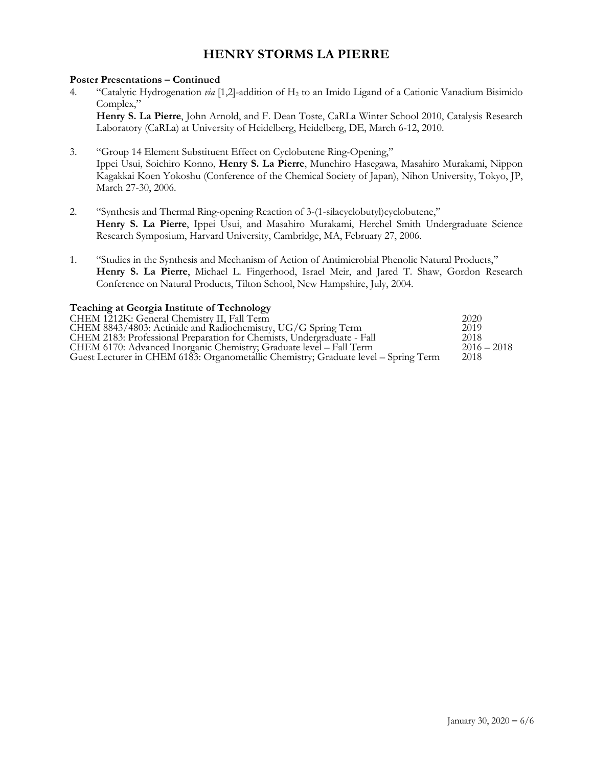**Poster Presentations – Continued**

4. "Catalytic Hydrogenation *via* [1,2]-addition of $H_2$ to an Imido Ligand of a Cationic Vanadium Bisimido Complex,"
   **Henry S. La Pierre**, John Arnold, and F. Dean Toste, CaRLa Winter School 2010, Catalysis Research Laboratory (CaRLa) at University of Heidelberg, Heidelberg, DE, March 6-12, 2010.

3. "Group 14 Element Substituent Effect on Cyclobutene Ring-Opening,"
   Ippei Usui, Soichiro Konno, **Henry S. La Pierre**, Munehiro Hasegawa, Masahiro Murakami, Nippon Kagakkai Koen Yokoshu (Conference of the Chemical Society of Japan), Nihon University, Tokyo, JP, March 27-30, 2006.

2. "Synthesis and Thermal Ring-opening Reaction of 3-(1-silacyclobutyl)cyclobutene,"
   **Henry S. La Pierre**, Ippei Usui, and Masahiro Murakami, Herchel Smith Undergraduate Science Research Symposium, Harvard University, Cambridge, MA, February 27, 2006.

1. "Studies in the Synthesis and Mechanism of Action of Antimicrobial Phenolic Natural Products,"
   **Henry S. La Pierre**, Michael L. Fingerhood, Israel Meir, and Jared T. Shaw, Gordon Research Conference on Natural Products, Tilton School, New Hampshire, July, 2004.

**Teaching at Georgia Institute of Technology**

| | |
|---|---|
| CHEM 1212K: General Chemistry II, Fall Term | 2020 |
| CHEM 8843/4803: Actinide and Radiochemistry, UG/G Spring Term | 2019 |
| CHEM 2183: Professional Preparation for Chemists, Undergraduate - Fall | 2018 |
| CHEM 6170: Advanced Inorganic Chemistry; Graduate level – Fall Term | 2016 – 2018 |
| Guest Lecturer in CHEM 6183: Organometallic Chemistry; Graduate level – Spring Term | 2018 |